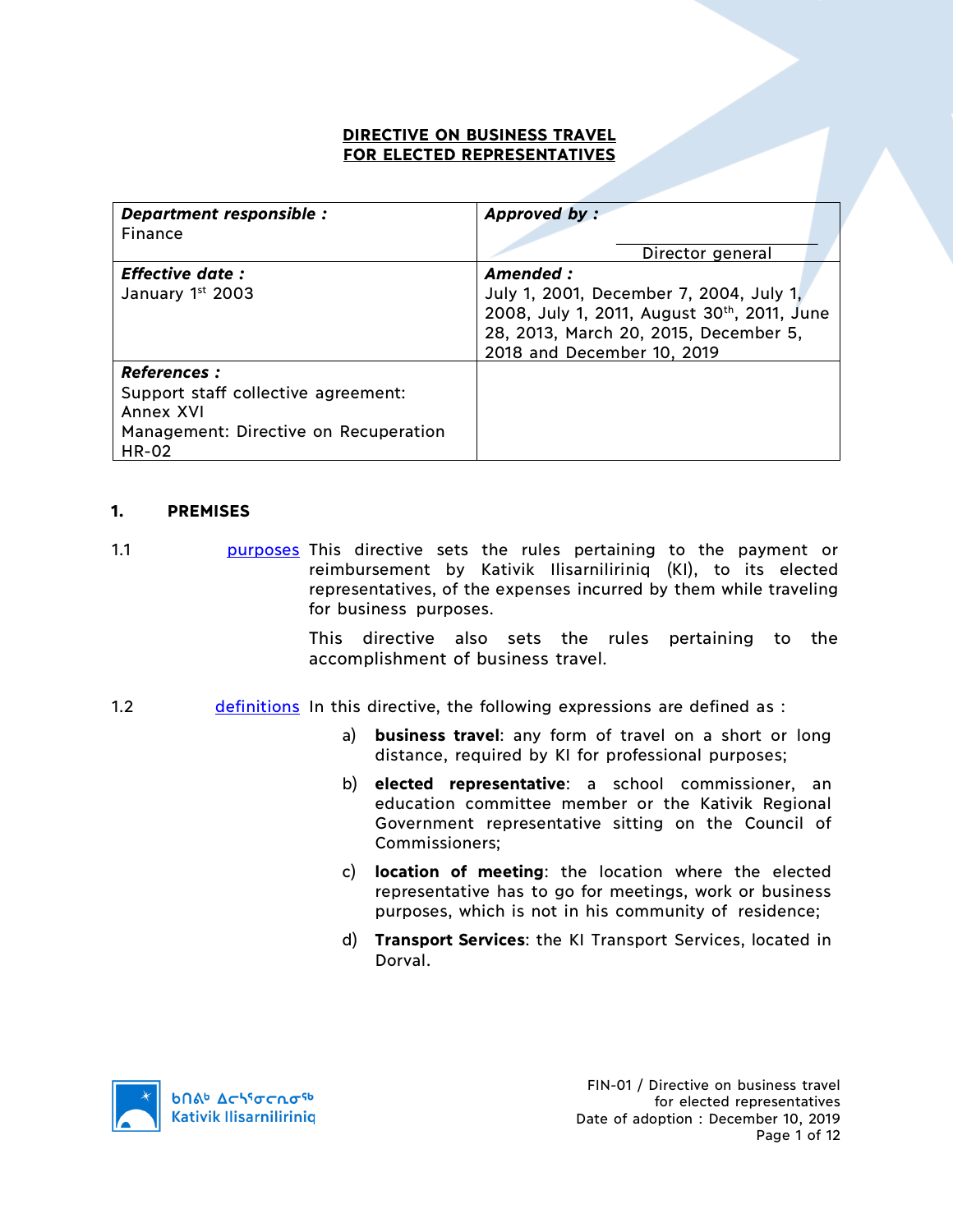# DIRECTIVE ON BUSINESS TRAVEL FOR ELECTED REPRESENTATIVES

| ***Department responsible :*** Finance | ***Approved by :*** Director general |
|---|---|
| ***Effective date :*** January 1st 2003 | ***Amended :*** July 1, 2001, December 7, 2004, July 1, 2008, July 1, 2011, August 30th, 2011, June 28, 2013, March 20, 2015, December 5, 2018 and December 10, 2019 |
| ***References :*** Support staff collective agreement: Annex XVI Management: Directive on Recuperation HR-02 | |

## 1. PREMISES

1.1 purposes This directive sets the rules pertaining to the payment or reimbursement by Kativik Ilisarniliriniq (KI), to its elected representatives, of the expenses incurred by them while traveling for business purposes.

This directive also sets the rules pertaining to the accomplishment of business travel.

1.2 definitions In this directive, the following expressions are defined as :

a) **business travel**: any form of travel on a short or long distance, required by KI for professional purposes;

b) **elected representative**: a school commissioner, an education committee member or the Kativik Regional Government representative sitting on the Council of Commissioners;

c) **location of meeting**: the location where the elected representative has to go for meetings, work or business purposes, which is not in his community of residence;

d) **Transport Services**: the KI Transport Services, located in Dorval.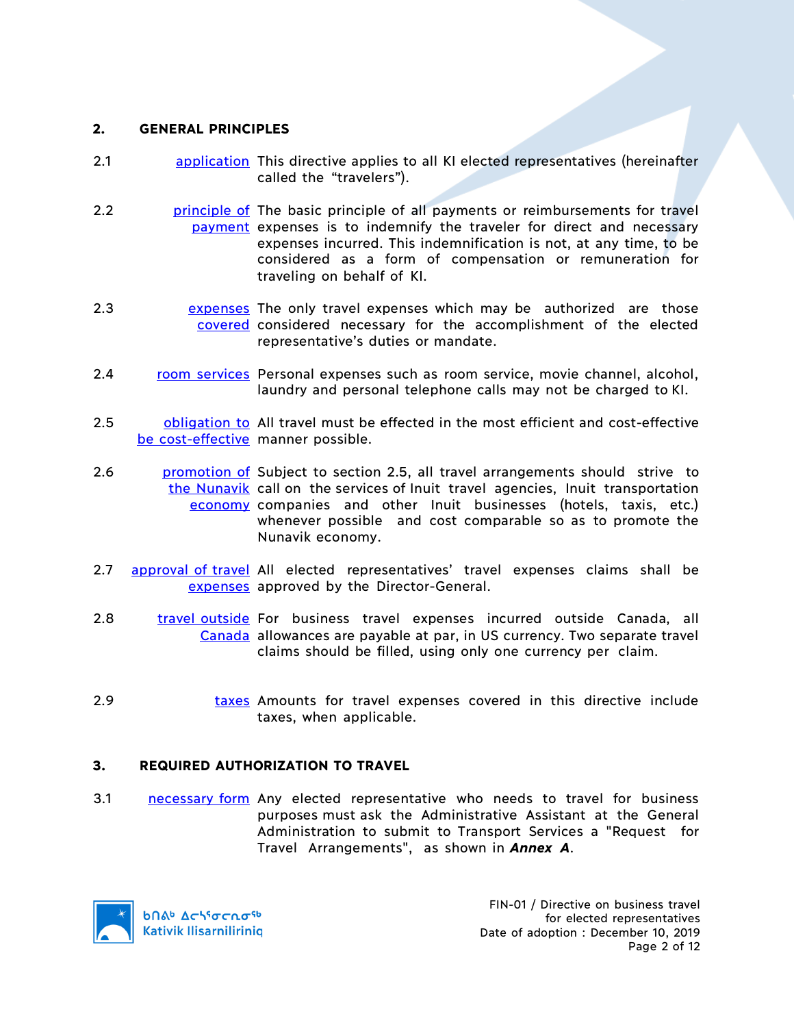## 2. GENERAL PRINCIPLES

**2.1** *application* — This directive applies to all KI elected representatives (hereinafter called the "travelers").

**2.2** *principle of payment* — The basic principle of all payments or reimbursements for travel expenses is to indemnify the traveler for direct and necessary expenses incurred. This indemnification is not, at any time, to be considered as a form of compensation or remuneration for traveling on behalf of KI.

**2.3** *expenses covered* — The only travel expenses which may be authorized are those considered necessary for the accomplishment of the elected representative's duties or mandate.

**2.4** *room services* — Personal expenses such as room service, movie channel, alcohol, laundry and personal telephone calls may not be charged to KI.

**2.5** *obligation to be cost-effective* — All travel must be effected in the most efficient and cost-effective manner possible.

**2.6** *promotion of the Nunavik economy* — Subject to section 2.5, all travel arrangements should strive to call on the services of Inuit travel agencies, Inuit transportation companies and other Inuit businesses (hotels, taxis, etc.) whenever possible and cost comparable so as to promote the Nunavik economy.

**2.7** *approval of travel expenses* — All elected representatives' travel expenses claims shall be approved by the Director-General.

**2.8** *travel outside Canada* — For business travel expenses incurred outside Canada, all allowances are payable at par, in US currency. Two separate travel claims should be filled, using only one currency per claim.

**2.9** *taxes* — Amounts for travel expenses covered in this directive include taxes, when applicable.

## 3. REQUIRED AUTHORIZATION TO TRAVEL

**3.1** *necessary form* — Any elected representative who needs to travel for business purposes must ask the Administrative Assistant at the General Administration to submit to Transport Services a "Request for Travel Arrangements", as shown in ***Annex A***.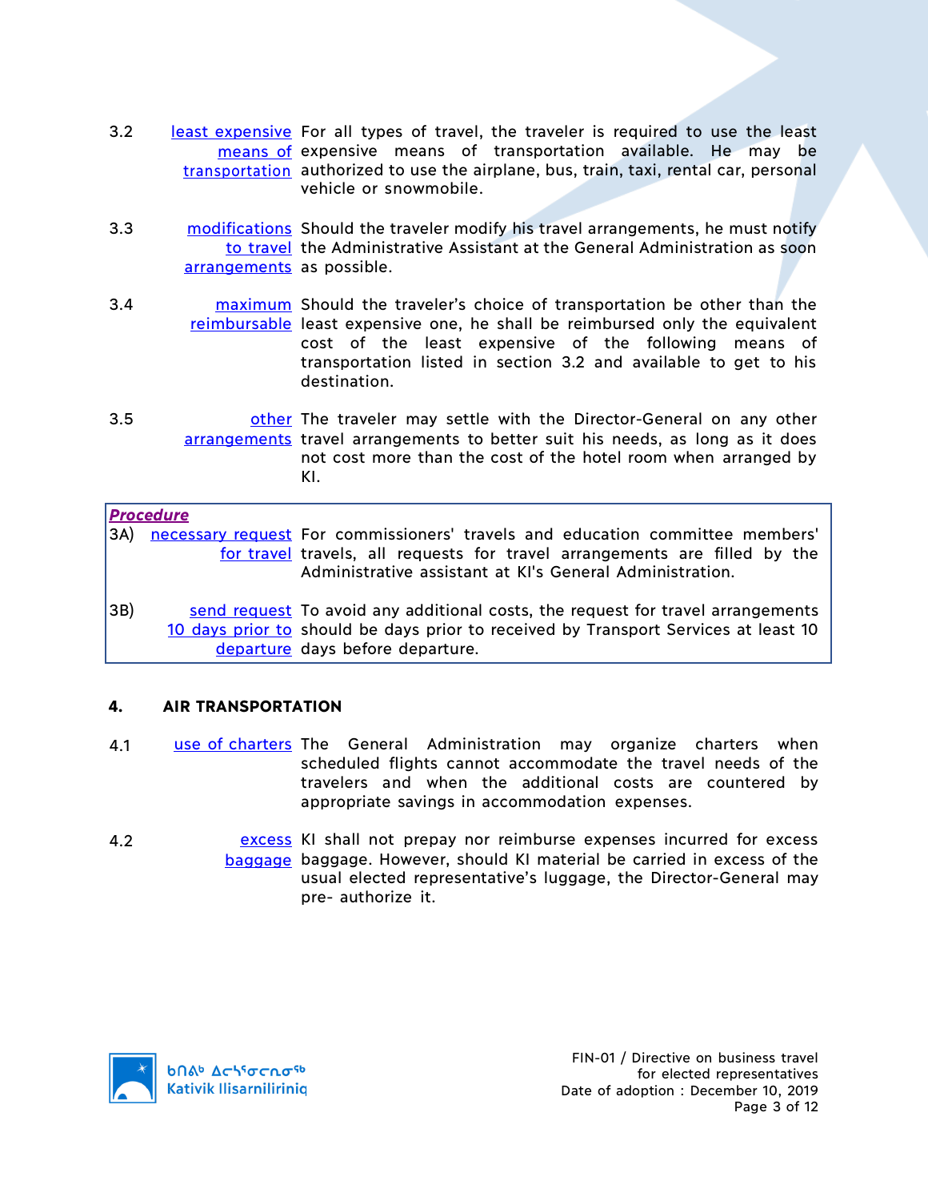3.2 **least expensive means of transportation** For all types of travel, the traveler is required to use the least expensive means of transportation available. He may be authorized to use the airplane, bus, train, taxi, rental car, personal vehicle or snowmobile.

3.3 **modifications to travel arrangements** Should the traveler modify his travel arrangements, he must notify the Administrative Assistant at the General Administration as soon as possible.

3.4 **maximum reimbursable** Should the traveler's choice of transportation be other than the least expensive one, he shall be reimbursed only the equivalent cost of the least expensive of the following means of transportation listed in section 3.2 and available to get to his destination.

3.5 **other arrangements** The traveler may settle with the Director-General on any other travel arrangements to better suit his needs, as long as it does not cost more than the cost of the hotel room when arranged by KI.

***Procedure***

3A) **necessary request for travel** For commissioners' travels and education committee members' travels, all requests for travel arrangements are filled by the Administrative assistant at KI's General Administration.

3B) **send request 10 days prior to departure** To avoid any additional costs, the request for travel arrangements should be days prior to received by Transport Services at least 10 days before departure.

## 4. AIR TRANSPORTATION

4.1 **use of charters** The General Administration may organize charters when scheduled flights cannot accommodate the travel needs of the travelers and when the additional costs are countered by appropriate savings in accommodation expenses.

4.2 **excess baggage** KI shall not prepay nor reimburse expenses incurred for excess baggage. However, should KI material be carried in excess of the usual elected representative's luggage, the Director-General may pre- authorize it.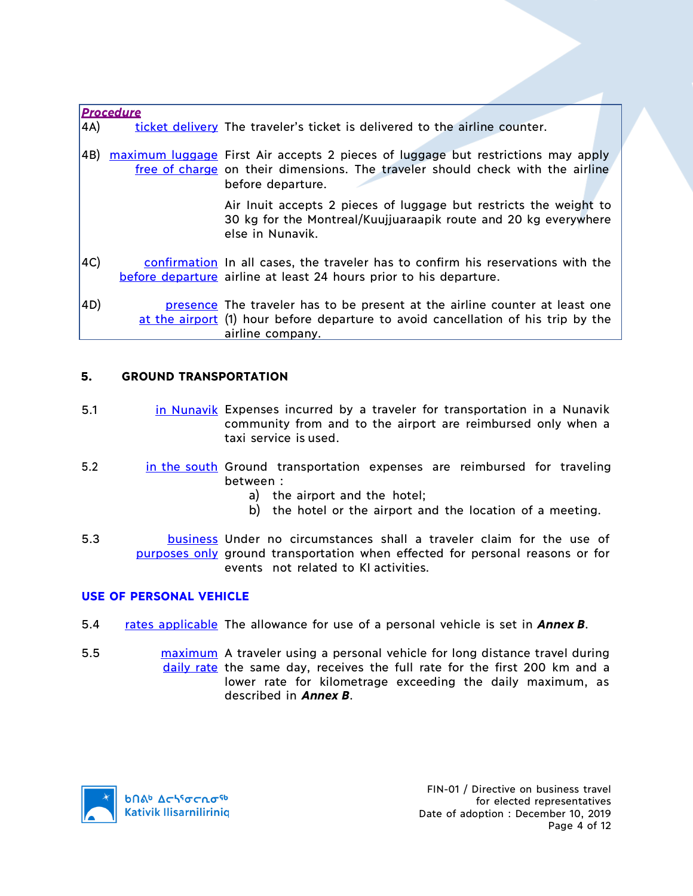**_Procedure_**

| | | |
|---|---|---|
| 4A) | ticket delivery | The traveler's ticket is delivered to the airline counter. |
| 4B) | maximum luggage free of charge | First Air accepts 2 pieces of luggage but restrictions may apply on their dimensions. The traveler should check with the airline before departure.<br><br>Air Inuit accepts 2 pieces of luggage but restricts the weight to 30 kg for the Montreal/Kuujjuaraapik route and 20 kg everywhere else in Nunavik. |
| 4C) | confirmation before departure | In all cases, the traveler has to confirm his reservations with the airline at least 24 hours prior to his departure. |
| 4D) | presence at the airport | The traveler has to be present at the airline counter at least one (1) hour before departure to avoid cancellation of his trip by the airline company. |

## 5. GROUND TRANSPORTATION

5.1 in Nunavik — Expenses incurred by a traveler for transportation in a Nunavik community from and to the airport are reimbursed only when a taxi service is used.

5.2 in the south — Ground transportation expenses are reimbursed for traveling between :

a) the airport and the hotel;
b) the hotel or the airport and the location of a meeting.

5.3 business purposes only — Under no circumstances shall a traveler claim for the use of ground transportation when effected for personal reasons or for events not related to KI activities.

### USE OF PERSONAL VEHICLE

5.4 rates applicable — The allowance for use of a personal vehicle is set in ***Annex B***.

5.5 maximum daily rate — A traveler using a personal vehicle for long distance travel during the same day, receives the full rate for the first 200 km and a lower rate for kilometrage exceeding the daily maximum, as described in ***Annex B***.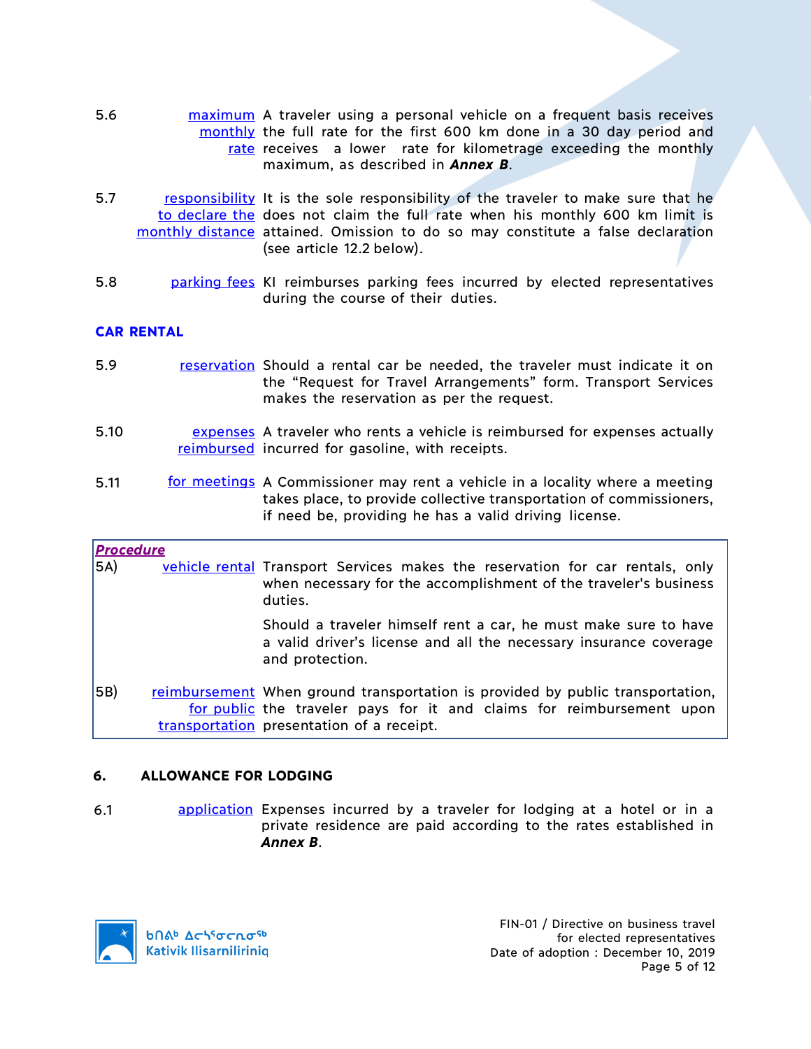5.6 maximum monthly rate — A traveler using a personal vehicle on a frequent basis receives the full rate for the first 600 km done in a 30 day period and receives a lower rate for kilometrage exceeding the monthly maximum, as described in ***Annex B***.

5.7 responsibility to declare the monthly distance — It is the sole responsibility of the traveler to make sure that he does not claim the full rate when his monthly 600 km limit is attained. Omission to do so may constitute a false declaration (see article 12.2 below).

5.8 parking fees — KI reimburses parking fees incurred by elected representatives during the course of their duties.

## CAR RENTAL

5.9 reservation — Should a rental car be needed, the traveler must indicate it on the "Request for Travel Arrangements" form. Transport Services makes the reservation as per the request.

5.10 expenses reimbursed — A traveler who rents a vehicle is reimbursed for expenses actually incurred for gasoline, with receipts.

5.11 for meetings — A Commissioner may rent a vehicle in a locality where a meeting takes place, to provide collective transportation of commissioners, if need be, providing he has a valid driving license.

***Procedure***

5A) vehicle rental — Transport Services makes the reservation for car rentals, only when necessary for the accomplishment of the traveler's business duties.

Should a traveler himself rent a car, he must make sure to have a valid driver's license and all the necessary insurance coverage and protection.

5B) reimbursement for public transportation — When ground transportation is provided by public transportation, the traveler pays for it and claims for reimbursement upon presentation of a receipt.

## 6. ALLOWANCE FOR LODGING

6.1 application — Expenses incurred by a traveler for lodging at a hotel or in a private residence are paid according to the rates established in ***Annex B***.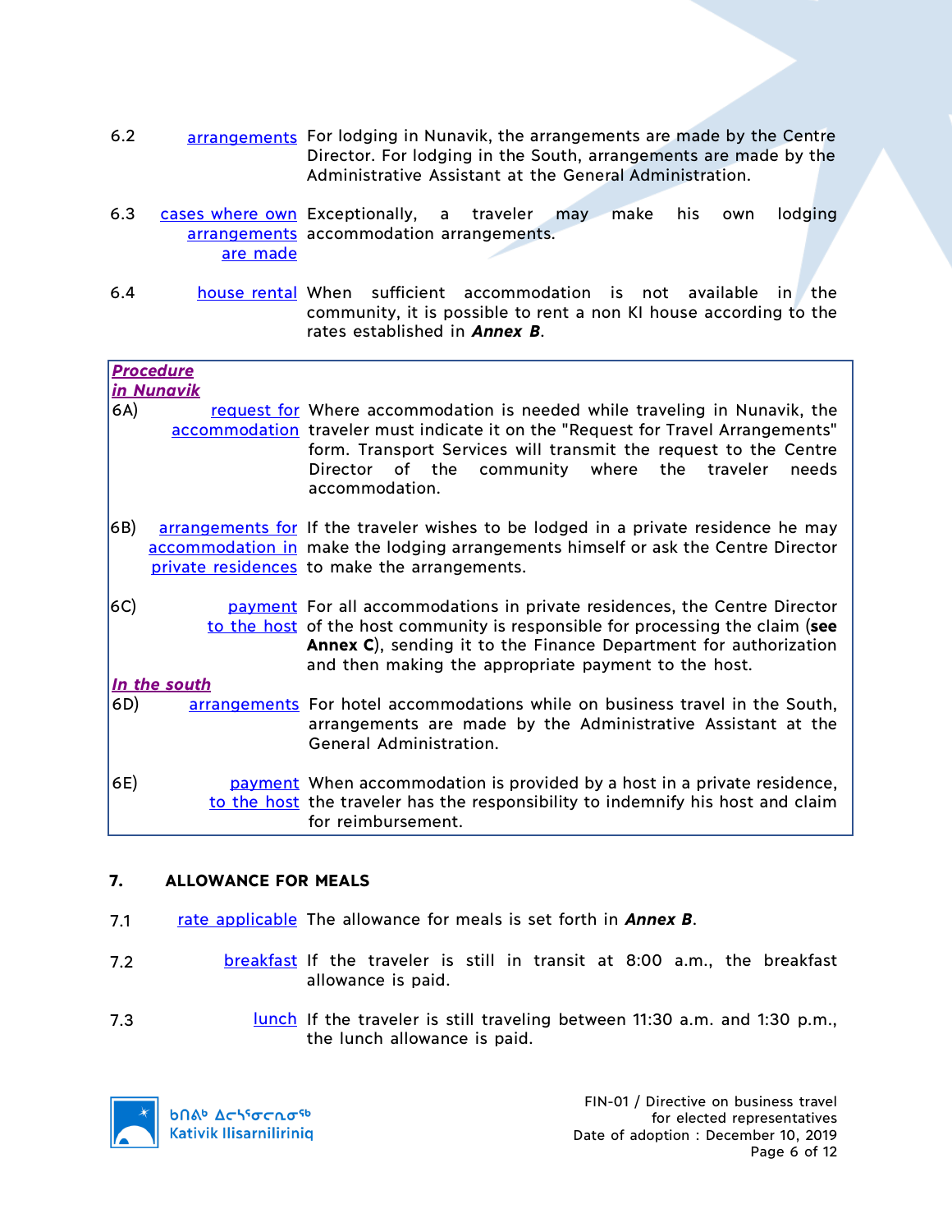6.2 arrangements — For lodging in Nunavik, the arrangements are made by the Centre Director. For lodging in the South, arrangements are made by the Administrative Assistant at the General Administration.

6.3 cases where own arrangements are made — Exceptionally, a traveler may make his own lodging accommodation arrangements.

6.4 house rental — When sufficient accommodation is not available in the community, it is possible to rent a non KI house according to the rates established in ***Annex B***.

***Procedure***

***In Nunavik***

6A) request for accommodation — Where accommodation is needed while traveling in Nunavik, the traveler must indicate it on the "Request for Travel Arrangements" form. Transport Services will transmit the request to the Centre Director of the community where the traveler needs accommodation.

6B) arrangements for accommodation in private residences — If the traveler wishes to be lodged in a private residence he may make the lodging arrangements himself or ask the Centre Director to make the arrangements.

6C) payment to the host — For all accommodations in private residences, the Centre Director of the host community is responsible for processing the claim (**see Annex C**), sending it to the Finance Department for authorization and then making the appropriate payment to the host.

***In the south***

6D) arrangements — For hotel accommodations while on business travel in the South, arrangements are made by the Administrative Assistant at the General Administration.

6E) payment to the host — When accommodation is provided by a host in a private residence, the traveler has the responsibility to indemnify his host and claim for reimbursement.

## 7. ALLOWANCE FOR MEALS

7.1 rate applicable — The allowance for meals is set forth in ***Annex B***.

7.2 breakfast — If the traveler is still in transit at 8:00 a.m., the breakfast allowance is paid.

7.3 lunch — If the traveler is still traveling between 11:30 a.m. and 1:30 p.m., the lunch allowance is paid.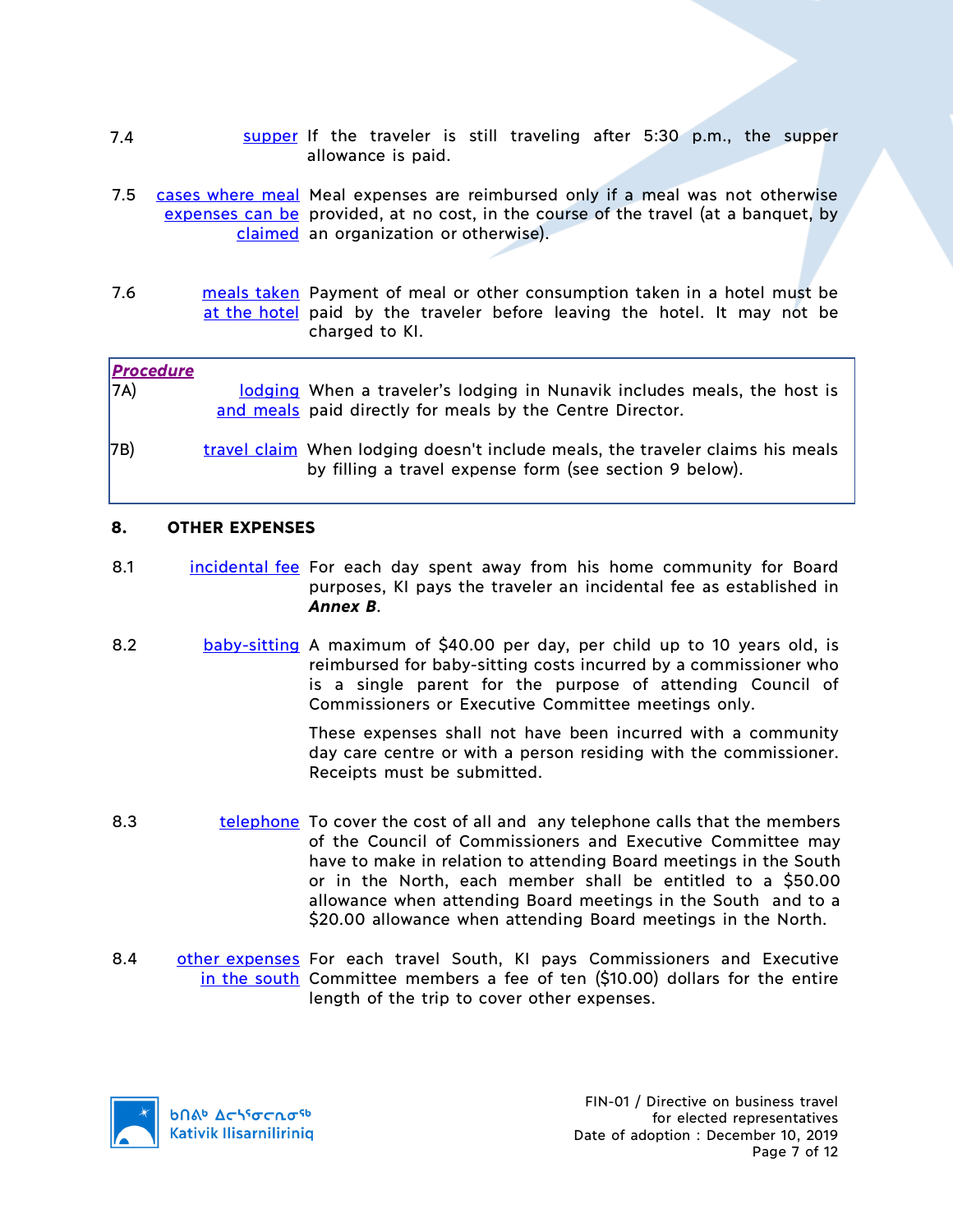7.4 **supper** If the traveler is still traveling after 5:30 p.m., the supper allowance is paid.

7.5 **cases where meal expenses can be claimed** Meal expenses are reimbursed only if a meal was not otherwise provided, at no cost, in the course of the travel (at a banquet, by an organization or otherwise).

7.6 **meals taken at the hotel** Payment of meal or other consumption taken in a hotel must be paid by the traveler before leaving the hotel. It may not be charged to KI.

> ***Procedure***
>
> 7A) **lodging and meals** When a traveler's lodging in Nunavik includes meals, the host is paid directly for meals by the Centre Director.
>
> 7B) **travel claim** When lodging doesn't include meals, the traveler claims his meals by filling a travel expense form (see section 9 below).

## 8. OTHER EXPENSES

8.1 **incidental fee** For each day spent away from his home community for Board purposes, KI pays the traveler an incidental fee as established in ***Annex B***.

8.2 **baby-sitting** A maximum of $40.00 per day, per child up to 10 years old, is reimbursed for baby-sitting costs incurred by a commissioner who is a single parent for the purpose of attending Council of Commissioners or Executive Committee meetings only.

These expenses shall not have been incurred with a community day care centre or with a person residing with the commissioner. Receipts must be submitted.

8.3 **telephone** To cover the cost of all and any telephone calls that the members of the Council of Commissioners and Executive Committee may have to make in relation to attending Board meetings in the South or in the North, each member shall be entitled to a $50.00 allowance when attending Board meetings in the South and to a $20.00 allowance when attending Board meetings in the North.

8.4 **other expenses in the south** For each travel South, KI pays Commissioners and Executive Committee members a fee of ten ($10.00) dollars for the entire length of the trip to cover other expenses.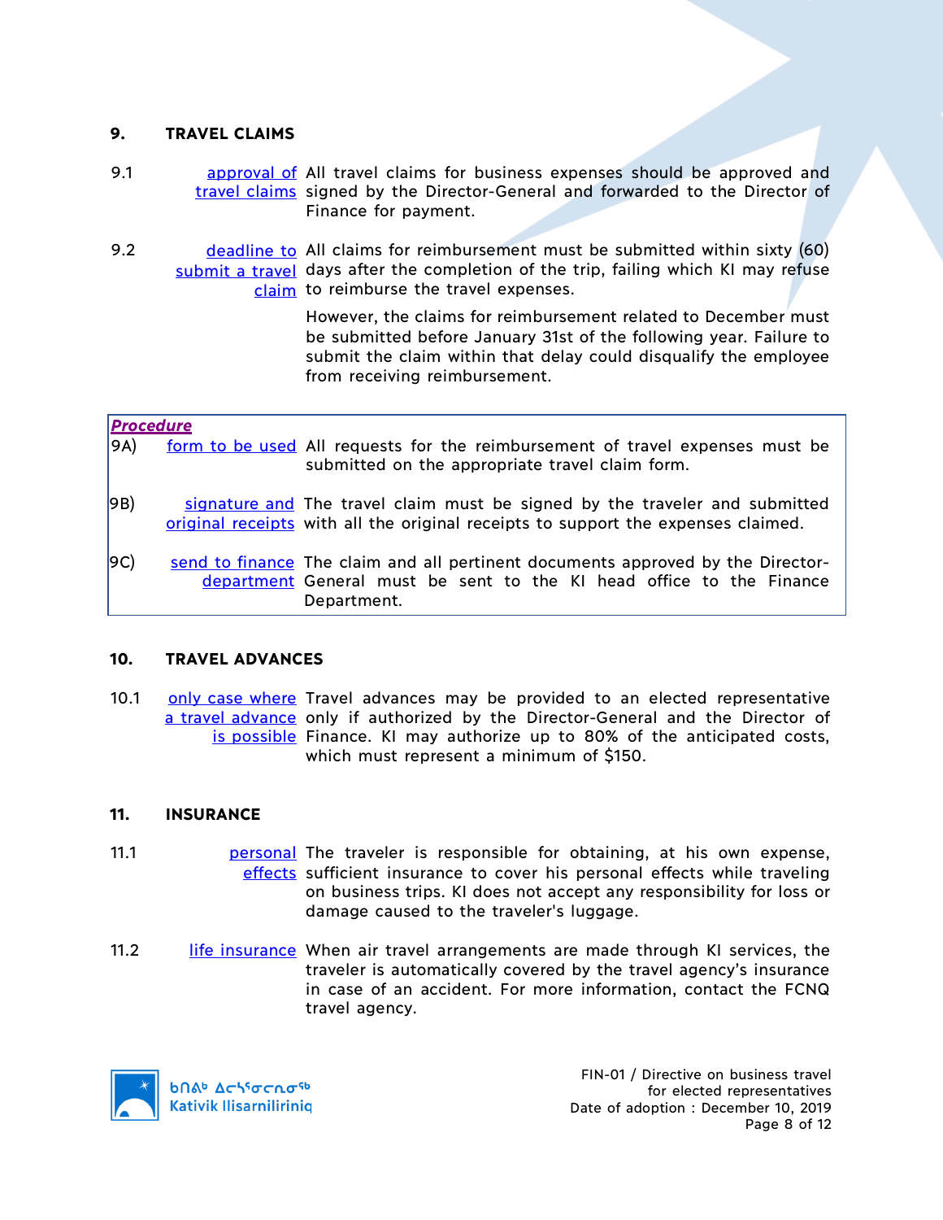## 9. TRAVEL CLAIMS

9.1 **approval of travel claims** — All travel claims for business expenses should be approved and signed by the Director-General and forwarded to the Director of Finance for payment.

9.2 **deadline to submit a travel claim** — All claims for reimbursement must be submitted within sixty (60) days after the completion of the trip, failing which KI may refuse to reimburse the travel expenses.

However, the claims for reimbursement related to December must be submitted before January 31st of the following year. Failure to submit the claim within that delay could disqualify the employee from receiving reimbursement.

> ***Procedure***
>
> 9A) **form to be used** — All requests for the reimbursement of travel expenses must be submitted on the appropriate travel claim form.
>
> 9B) **signature and original receipts** — The travel claim must be signed by the traveler and submitted with all the original receipts to support the expenses claimed.
>
> 9C) **send to finance department** — The claim and all pertinent documents approved by the Director-General must be sent to the KI head office to the Finance Department.

## 10. TRAVEL ADVANCES

10.1 **only case where a travel advance is possible** — Travel advances may be provided to an elected representative only if authorized by the Director-General and the Director of Finance. KI may authorize up to 80% of the anticipated costs, which must represent a minimum of $150.

## 11. INSURANCE

11.1 **personal effects** — The traveler is responsible for obtaining, at his own expense, sufficient insurance to cover his personal effects while traveling on business trips. KI does not accept any responsibility for loss or damage caused to the traveler's luggage.

11.2 **life insurance** — When air travel arrangements are made through KI services, the traveler is automatically covered by the travel agency's insurance in case of an accident. For more information, contact the FCNQ travel agency.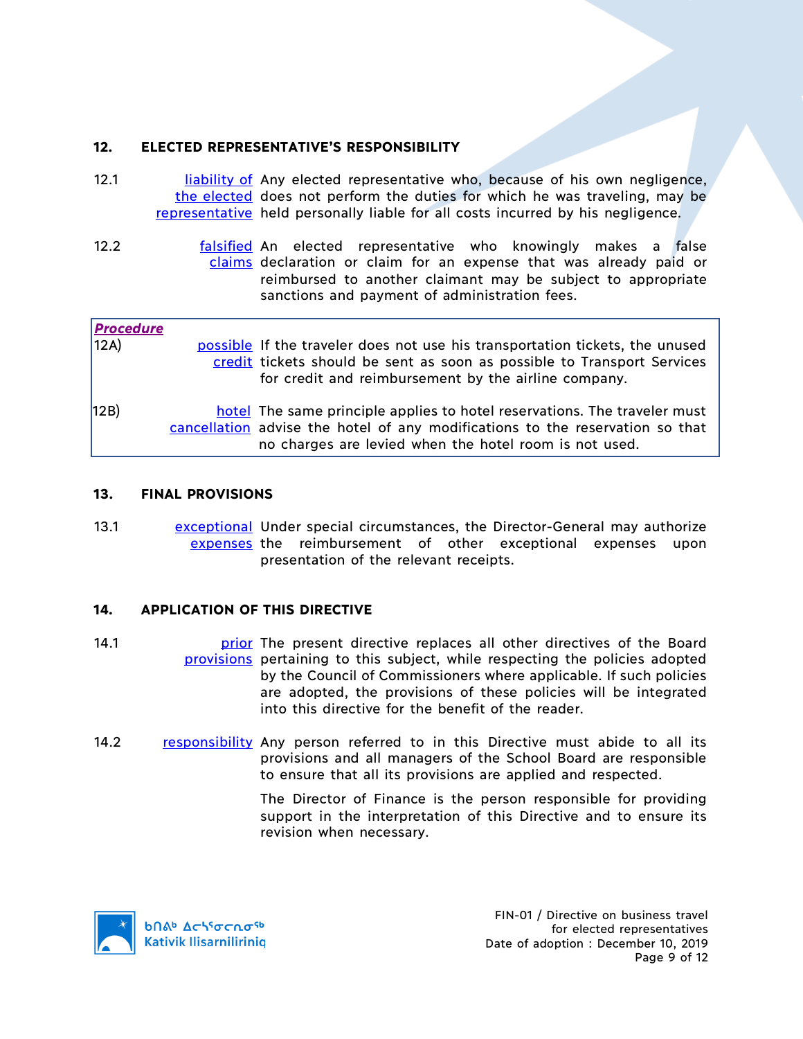## 12. ELECTED REPRESENTATIVE'S RESPONSIBILITY

12.1 **liability of the elected representative** Any elected representative who, because of his own negligence, does not perform the duties for which he was traveling, may be held personally liable for all costs incurred by his negligence.

12.2 **falsified claims** An elected representative who knowingly makes a false declaration or claim for an expense that was already paid or reimbursed to another claimant may be subject to appropriate sanctions and payment of administration fees.

***Procedure***

12A) **possible credit** If the traveler does not use his transportation tickets, the unused tickets should be sent as soon as possible to Transport Services for credit and reimbursement by the airline company.

12B) **hotel cancellation** The same principle applies to hotel reservations. The traveler must advise the hotel of any modifications to the reservation so that no charges are levied when the hotel room is not used.

## 13. FINAL PROVISIONS

13.1 **exceptional expenses** Under special circumstances, the Director-General may authorize the reimbursement of other exceptional expenses upon presentation of the relevant receipts.

## 14. APPLICATION OF THIS DIRECTIVE

14.1 **prior provisions** The present directive replaces all other directives of the Board pertaining to this subject, while respecting the policies adopted by the Council of Commissioners where applicable. If such policies are adopted, the provisions of these policies will be integrated into this directive for the benefit of the reader.

14.2 **responsibility** Any person referred to in this Directive must abide to all its provisions and all managers of the School Board are responsible to ensure that all its provisions are applied and respected.

The Director of Finance is the person responsible for providing support in the interpretation of this Directive and to ensure its revision when necessary.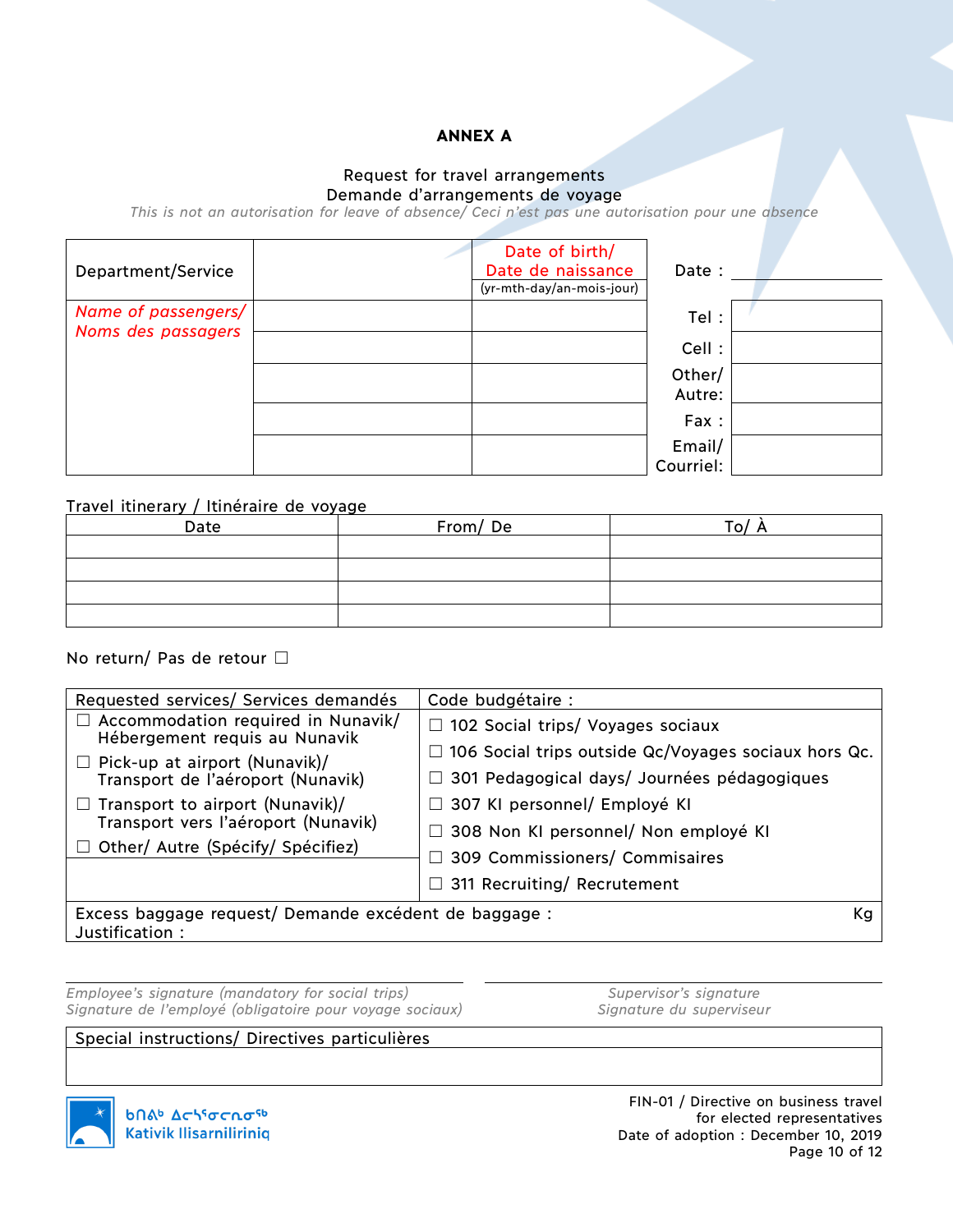## ANNEX A

Request for travel arrangements
Demande d'arrangements de voyage

*This is not an autorisation for leave of absence/ Ceci n'est pas une autorisation pour une absence*

| Department/Service | | Date of birth/ Date de naissance (yr-mth-day/an-mois-jour) | Date : | |
|---|---|---|---|---|
| Name of passengers/ Noms des passagers | | | Tel : | |
| | | | Cell : | |
| | | | Other/ Autre: | |
| | | | Fax : | |
| | | | Email/ Courriel: | |

Travel itinerary / Itinéraire de voyage

| Date | From/ De | To/ À |
|---|---|---|
| | | |
| | | |
| | | |
| | | |

No return/ Pas de retour ☐

| Requested services/ Services demandés | Code budgétaire : |
|---|---|
| ☐ Accommodation required in Nunavik/ Hébergement requis au Nunavik | ☐ 102 Social trips/ Voyages sociaux |
| ☐ Pick-up at airport (Nunavik)/ Transport de l'aéroport (Nunavik) | ☐ 106 Social trips outside Qc/Voyages sociaux hors Qc. |
| ☐ Transport to airport (Nunavik)/ Transport vers l'aéroport (Nunavik) | ☐ 301 Pedagogical days/ Journées pédagogiques |
| ☐ Other/ Autre (Spécify/ Spécifiez) | ☐ 307 KI personnel/ Employé KI |
| | ☐ 308 Non KI personnel/ Non employé KI |
| | ☐ 309 Commissioners/ Commisaires |
| | ☐ 311 Recruiting/ Recrutement |
| Excess baggage request/ Demande excédent de baggage : Kg<br>Justification : | |

*Employee's signature (mandatory for social trips)*
*Signature de l'employé (obligatoire pour voyage sociaux)*

*Supervisor's signature*
*Signature du superviseur*

| Special instructions/ Directives particulières |
|---|
| |

ᑲᑎᕝᒃ ᐃᓕᓭᕐᓂᓕᕆᓂᖅ
Kativik Ilisarniliriniq

FIN-01 / Directive on business travel for elected representatives
Date of adoption : December 10, 2019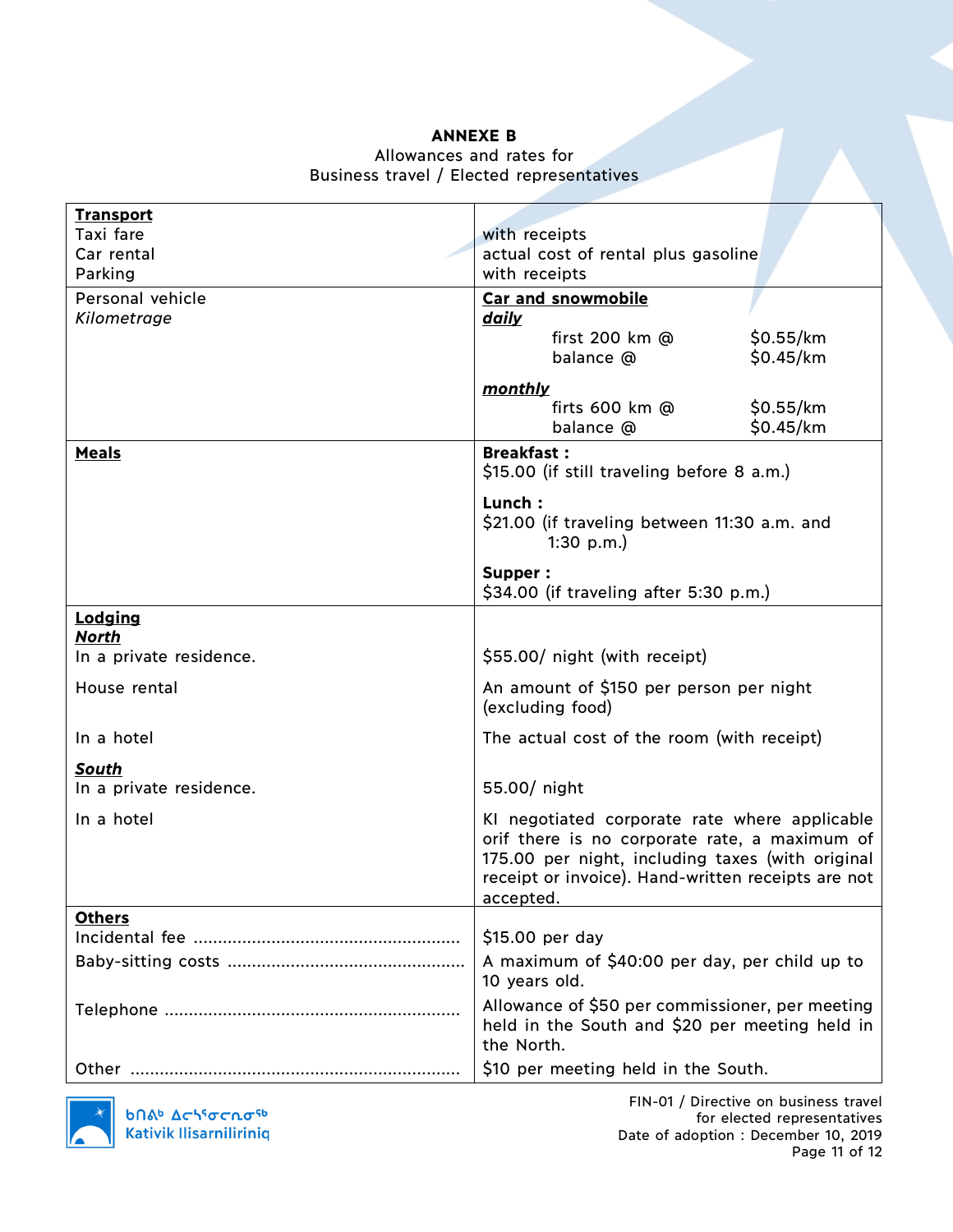**ANNEXE B**
Allowances and rates for
Business travel / Elected representatives

| | |
|---|---|
| **Transport**<br>Taxi fare<br>Car rental<br>Parking | <br>with receipts<br>actual cost of rental plus gasoline<br>with receipts |
| Personal vehicle<br>*Kilometrage* | **Car and snowmobile**<br>***daily***<br>first 200 km @ $0.55/km<br>balance @ $0.45/km<br>***monthly***<br>firts 600 km @ $0.55/km<br>balance @ $0.45/km |
| **Meals** | **Breakfast :**<br>$15.00 (if still traveling before 8 a.m.)<br>**Lunch :**<br>$21.00 (if traveling between 11:30 a.m. and 1:30 p.m.)<br>**Supper :**<br>$34.00 (if traveling after 5:30 p.m.) |
| **Lodging**<br>***North***<br>In a private residence. | <br><br>$55.00/ night (with receipt) |
| House rental | An amount of $150 per person per night (excluding food) |
| In a hotel | The actual cost of the room (with receipt) |
| ***South***<br>In a private residence. | <br>55.00/ night |
| In a hotel | KI negotiated corporate rate where applicable orif there is no corporate rate, a maximum of 175.00 per night, including taxes (with original receipt or invoice). Hand-written receipts are not accepted. |
| **Others**<br>Incidental fee | <br>$15.00 per day |
| Baby-sitting costs | A maximum of $40:00 per day, per child up to 10 years old. |
| Telephone | Allowance of $50 per commissioner, per meeting held in the South and $20 per meeting held in the North. |
| Other | $10 per meeting held in the South. |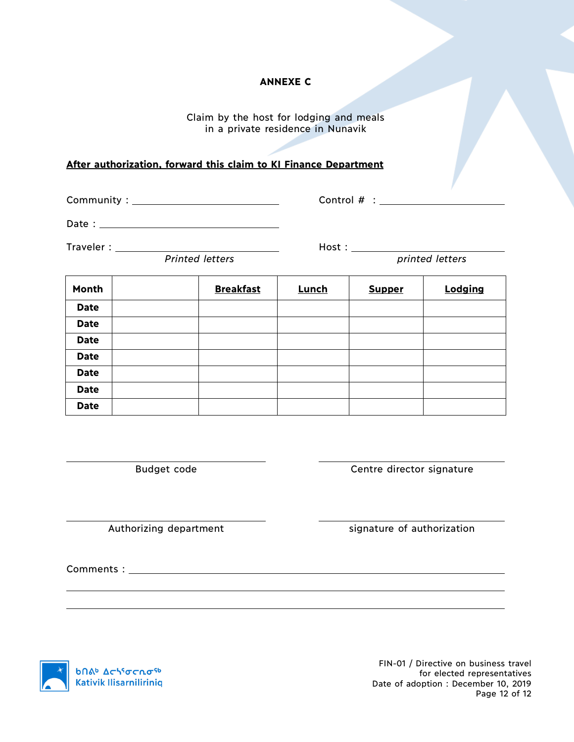**ANNEXE C**

Claim by the host for lodging and meals
in a private residence in Nunavik

**After authorization, forward this claim to KI Finance Department**

Community : ____________________ Control # : ____________________

Date : ____________________

Traveler : ____________________ Host : ____________________
*Printed letters* *printed letters*

| Month | | Breakfast | Lunch | Supper | Lodging |
|---|---|---|---|---|---|
| Date | | | | | |
| Date | | | | | |
| Date | | | | | |
| Date | | | | | |
| Date | | | | | |
| Date | | | | | |
| Date | | | | | |

____________________ ____________________
Budget code Centre director signature

____________________ ____________________
Authorizing department signature of authorization

Comments : ________________________________________

________________________________________

________________________________________